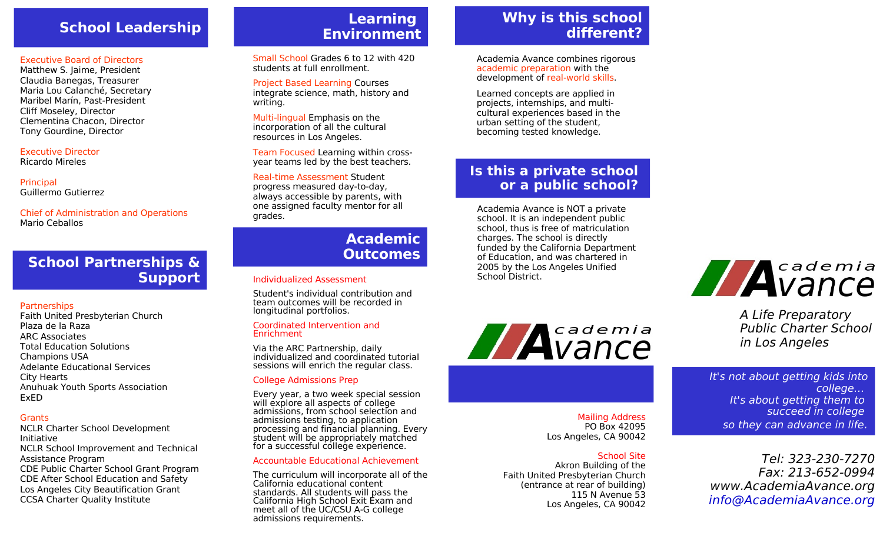## School Leadership

**Executive Board of Directors**
Matthew S. Jaime, President
Claudia Banegas, Treasurer
Maria Lou Calanché, Secretary
Maribel Marín, Past-President
Cliff Moseley, Director
Clementina Chacon, Director
Tony Gourdine, Director

**Executive Director**
Ricardo Mireles

**Principal**
Guillermo Gutierrez

**Chief of Administration and Operations**
Mario Ceballos

## School Partnerships & Support

**Partnerships**
Faith United Presbyterian Church
Plaza de la Raza
ARC Associates
Total Education Solutions
Champions USA
Adelante Educational Services
City Hearts
Anuhuak Youth Sports Association
ExED

**Grants**
NCLR Charter School Development Initiative
NCLR School Improvement and Technical Assistance Program
CDE Public Charter School Grant Program
CDE After School Education and Safety
Los Angeles City Beautification Grant
CCSA Charter Quality Institute

## Learning Environment

**Small School** Grades 6 to 12 with 420 students at full enrollment.

**Project Based Learning** Courses integrate science, math, history and writing.

**Multi-lingual** Emphasis on the incorporation of all the cultural resources in Los Angeles.

**Team Focused** Learning within cross-year teams led by the best teachers.

**Real-time Assessment** Student progress measured day-to-day, always accessible by parents, with one assigned faculty mentor for all grades.

## Academic Outcomes

**Individualized Assessment**

Student's individual contribution and team outcomes will be recorded in longitudinal portfolios.

**Coordinated Intervention and Enrichment**

Via the ARC Partnership, daily individualized and coordinated tutorial sessions will enrich the regular class.

**College Admissions Prep**

Every year, a two week special session will explore all aspects of college admissions, from school selection and admissions testing, to application processing and financial planning. Every student will be appropriately matched for a successful college experience.

**Accountable Educational Achievement**

The curriculum will incorporate all of the California educational content standards. All students will pass the California High School Exit Exam and meet all of the UC/CSU A-G college admissions requirements.

## Why is this school different?

Academia Avance combines rigorous academic preparation with the development of real-world skills.

Learned concepts are applied in projects, internships, and multi-cultural experiences based in the urban setting of the student, becoming tested knowledge.

## Is this a private school or a public school?

Academia Avance is NOT a private school. It is an independent public school, thus is free of matriculation charges. The school is directly funded by the California Department of Education, and was chartered in 2005 by the Los Angeles Unified School District.

Academia Avance

**Mailing Address**
PO Box 42095
Los Angeles, CA 90042

**School Site**
Akron Building of the
Faith United Presbyterian Church
(entrance at rear of building)
115 N Avenue 53
Los Angeles, CA 90042

# Academia Avance

*A Life Preparatory Public Charter School in Los Angeles*

*It's not about getting kids into college…
It's about getting them to succeed in college
so they can advance in life.*

*Tel: 323-230-7270*
*Fax: 213-652-0994*
*www.AcademiaAvance.org*
*info@AcademiaAvance.org*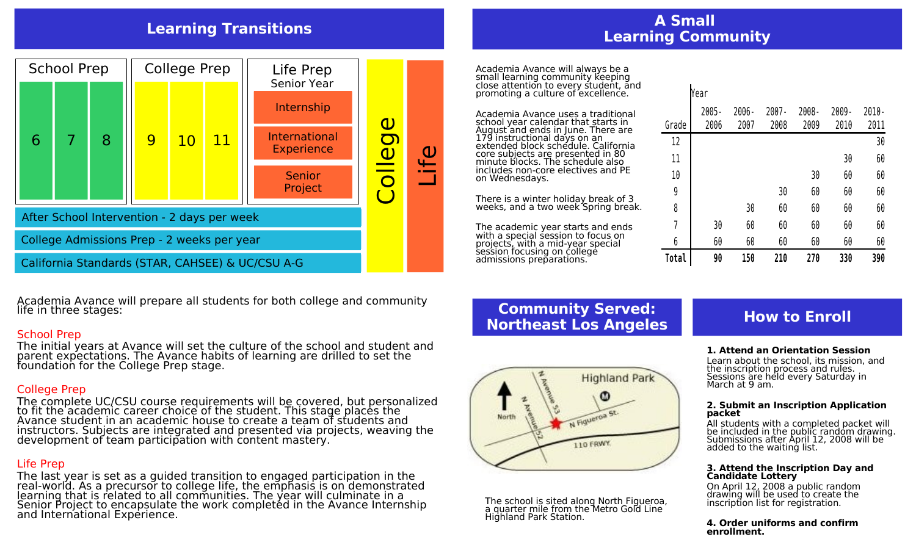## Learning Transitions

School Prep: 6, 7, 8

College Prep: 9, 10, 11

Life Prep — Senior Year: Internship, International Experience, Senior Project

College

Life

After School Intervention - 2 days per week

College Admissions Prep - 2 weeks per year

California Standards (STAR, CAHSEE) & UC/CSU A-G

Academia Avance will prepare all students for both college and community life in three stages:

**School Prep**

The initial years at Avance will set the culture of the school and student and parent expectations. The Avance habits of learning are drilled to set the foundation for the College Prep stage.

**College Prep**

The complete UC/CSU course requirements will be covered, but personalized to fit the academic career choice of the student. This stage places the Avance student in an academic house to create a team of students and instructors. Subjects are integrated and presented via projects, weaving the development of team participation with content mastery.

**Life Prep**

The last year is set as a guided transition to engaged participation in the real-world. As a precursor to college life, the emphasis is on demonstrated learning that is related to all communities. The year will culminate in a Senior Project to encapsulate the work completed in the Avance Internship and International Experience.

## A Small Learning Community

Academia Avance will always be a small learning community keeping close attention to every student, and promoting a culture of excellence.

Academia Avance uses a traditional school year calendar that starts in August and ends in June. There are 179 instructional days on an extended block schedule. California core subjects are presented in 80 minute blocks. The schedule also includes non-core electives and PE on Wednesdays.

There is a winter holiday break of 3 weeks, and a two week Spring break.

The academic year starts and ends with a special session to focus on projects, with a mid-year special session focusing on college admissions preparations.

| | Year | | | | | |
|---|---|---|---|---|---|---|
| Grade | 2005-2006 | 2006-2007 | 2007-2008 | 2008-2009 | 2009-2010 | 2010-2011 |
| 12 | | | | | | 30 |
| 11 | | | | | 30 | 60 |
| 10 | | | | 30 | 60 | 60 |
| 9 | | | 30 | 60 | 60 | 60 |
| 8 | | 30 | 60 | 60 | 60 | 60 |
| 7 | 30 | 60 | 60 | 60 | 60 | 60 |
| 6 | 60 | 60 | 60 | 60 | 60 | 60 |
| **Total** | **90** | **150** | **210** | **270** | **330** | **390** |

## Community Served: Northeast Los Angeles

Highland Park

North

N Avenue 53

N Avenue 52

N Figueroa St.

110 FRWY

The school is sited along North Figueroa, a quarter mile from the Metro Gold Line Highland Park Station.

## How to Enroll

**1. Attend an Orientation Session**

Learn about the school, its mission, and the inscription process and rules. Sessions are held every Saturday in March at 9 am.

**2. Submit an Inscription Application packet**

All students with a completed packet will be included in the public random drawing. Submissions after April 12, 2008 will be added to the waiting list.

**3. Attend the Inscription Day and Candidate Lottery**

On April 12, 2008 a public random drawing will be used to create the inscription list for registration.

**4. Order uniforms and confirm enrollment.**